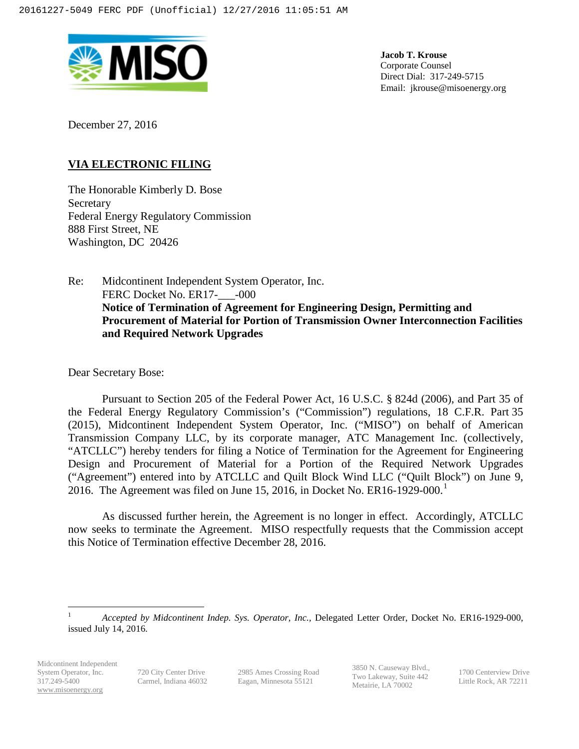**Jacob T. Krouse**
Corporate Counsel
Direct Dial: 317-249-5715
Email: jkrouse@misoenergy.org

December 27, 2016

**VIA ELECTRONIC FILING**

The Honorable Kimberly D. Bose
Secretary
Federal Energy Regulatory Commission
888 First Street, NE
Washington, DC 20426

Re: Midcontinent Independent System Operator, Inc.
FERC Docket No. ER17-___-000
**Notice of Termination of Agreement for Engineering Design, Permitting and Procurement of Material for Portion of Transmission Owner Interconnection Facilities and Required Network Upgrades**

Dear Secretary Bose:

Pursuant to Section 205 of the Federal Power Act, 16 U.S.C. § 824d (2006), and Part 35 of the Federal Energy Regulatory Commission's ("Commission") regulations, 18 C.F.R. Part 35 (2015), Midcontinent Independent System Operator, Inc. ("MISO") on behalf of American Transmission Company LLC, by its corporate manager, ATC Management Inc. (collectively, "ATCLLC") hereby tenders for filing a Notice of Termination for the Agreement for Engineering Design and Procurement of Material for a Portion of the Required Network Upgrades ("Agreement") entered into by ATCLLC and Quilt Block Wind LLC ("Quilt Block") on June 9, 2016. The Agreement was filed on June 15, 2016, in Docket No. ER16-1929-000.[1]

As discussed further herein, the Agreement is no longer in effect. Accordingly, ATCLLC now seeks to terminate the Agreement. MISO respectfully requests that the Commission accept this Notice of Termination effective December 28, 2016.

---

[1] *Accepted by Midcontinent Indep. Sys. Operator, Inc.*, Delegated Letter Order, Docket No. ER16-1929-000, issued July 14, 2016.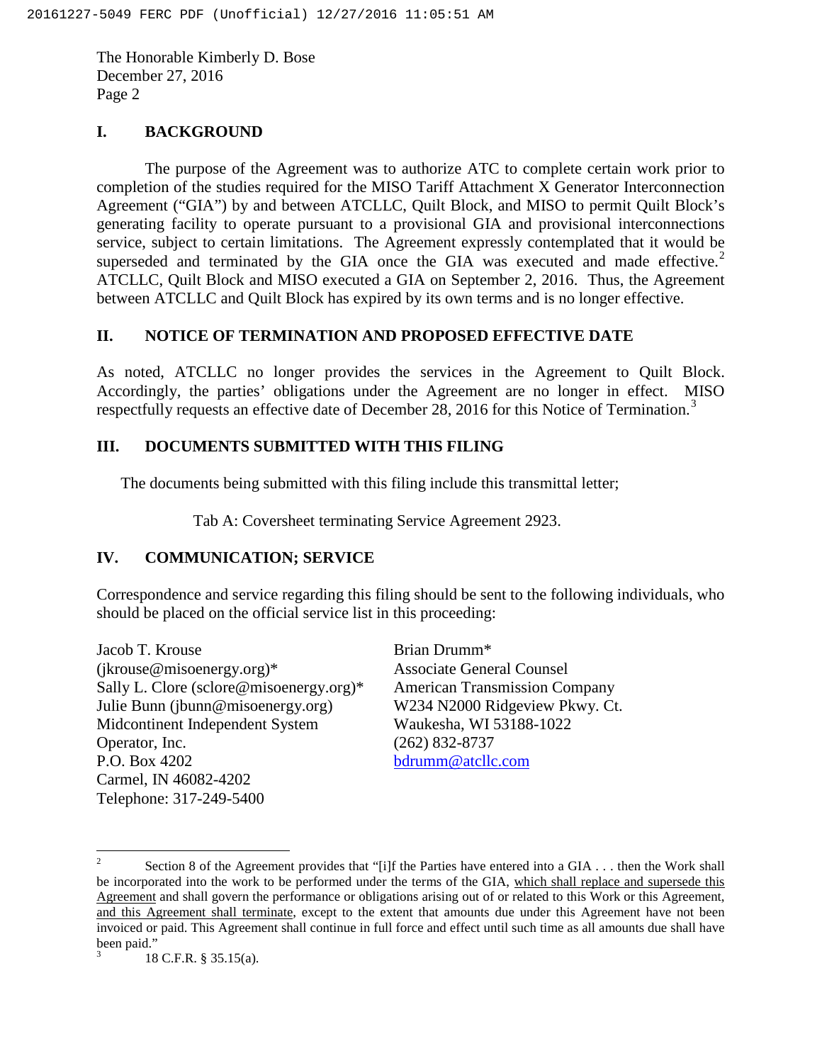## I. BACKGROUND

The purpose of the Agreement was to authorize ATC to complete certain work prior to completion of the studies required for the MISO Tariff Attachment X Generator Interconnection Agreement ("GIA") by and between ATCLLC, Quilt Block, and MISO to permit Quilt Block's generating facility to operate pursuant to a provisional GIA and provisional interconnections service, subject to certain limitations. The Agreement expressly contemplated that it would be superseded and terminated by the GIA once the GIA was executed and made effective.[2] ATCLLC, Quilt Block and MISO executed a GIA on September 2, 2016. Thus, the Agreement between ATCLLC and Quilt Block has expired by its own terms and is no longer effective.

## II. NOTICE OF TERMINATION AND PROPOSED EFFECTIVE DATE

As noted, ATCLLC no longer provides the services in the Agreement to Quilt Block. Accordingly, the parties' obligations under the Agreement are no longer in effect. MISO respectfully requests an effective date of December 28, 2016 for this Notice of Termination.[3]

## III. DOCUMENTS SUBMITTED WITH THIS FILING

The documents being submitted with this filing include this transmittal letter;

Tab A: Coversheet terminating Service Agreement 2923.

## IV. COMMUNICATION; SERVICE

Correspondence and service regarding this filing should be sent to the following individuals, who should be placed on the official service list in this proceeding:

Jacob T. Krouse
(jkrouse@misoenergy.org)*
Sally L. Clore (sclore@misoenergy.org)*
Julie Bunn (jbunn@misoenergy.org)
Midcontinent Independent System
Operator, Inc.
P.O. Box 4202
Carmel, IN 46082-4202
Telephone: 317-249-5400

Brian Drumm*
Associate General Counsel
American Transmission Company
W234 N2000 Ridgeview Pkwy. Ct.
Waukesha, WI 53188-1022
(262) 832-8737
bdrumm@atcllc.com

---

[2] Section 8 of the Agreement provides that "[i]f the Parties have entered into a GIA . . . then the Work shall be incorporated into the work to be performed under the terms of the GIA, which shall replace and supersede this Agreement and shall govern the performance or obligations arising out of or related to this Work or this Agreement, and this Agreement shall terminate, except to the extent that amounts due under this Agreement have not been invoiced or paid. This Agreement shall continue in full force and effect until such time as all amounts due shall have been paid."

[3] 18 C.F.R. § 35.15(a).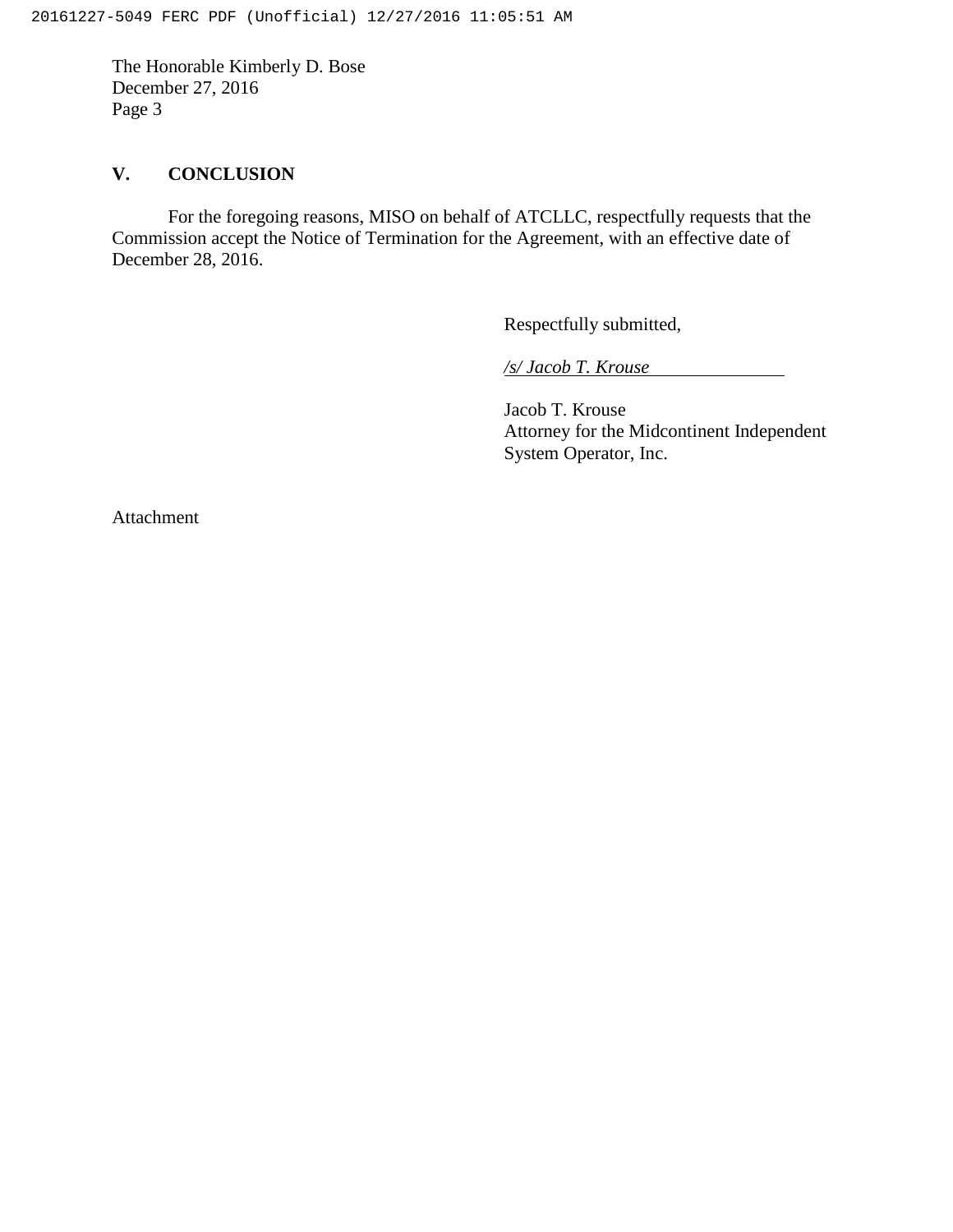## V. CONCLUSION

For the foregoing reasons, MISO on behalf of ATCLLC, respectfully requests that the Commission accept the Notice of Termination for the Agreement, with an effective date of December 28, 2016.

Respectfully submitted,

*/s/ Jacob T. Krouse*

Jacob T. Krouse
Attorney for the Midcontinent Independent System Operator, Inc.

Attachment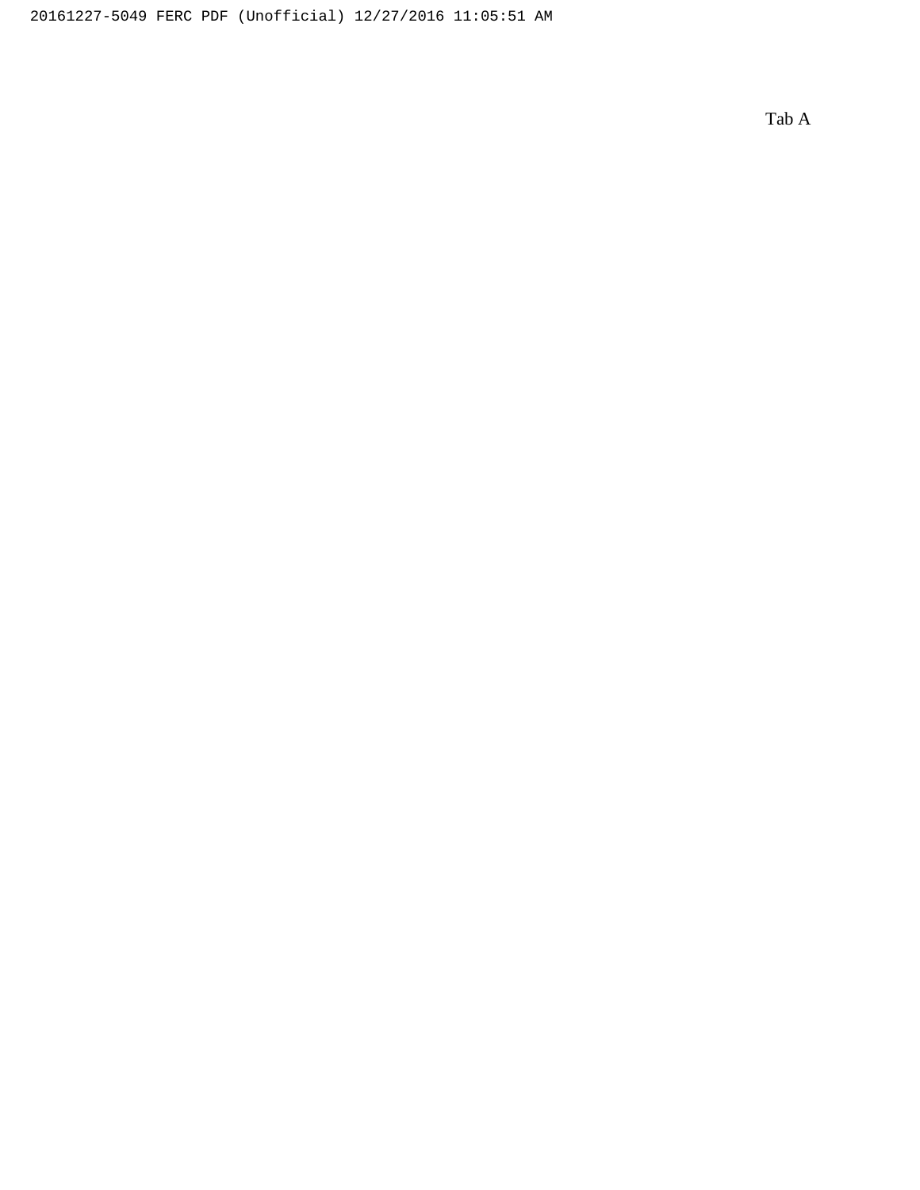Tab A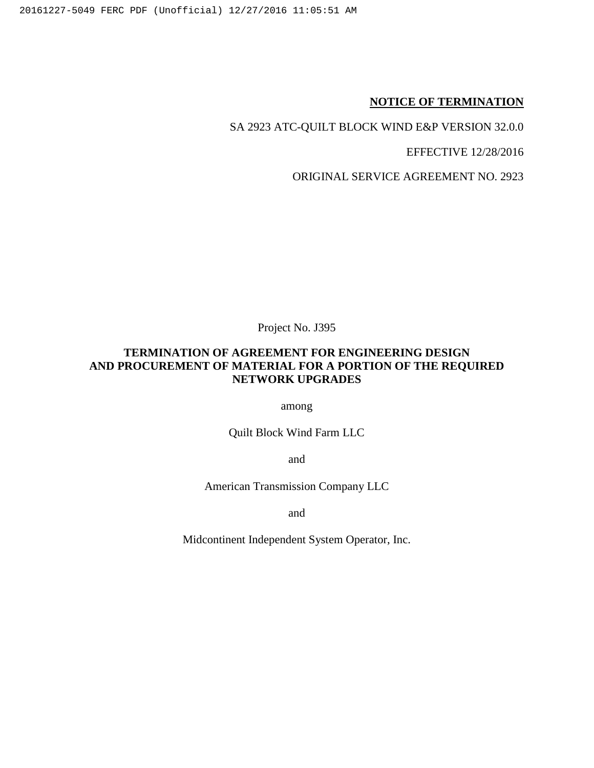**NOTICE OF TERMINATION**

SA 2923 ATC-QUILT BLOCK WIND E&P VERSION 32.0.0

EFFECTIVE 12/28/2016

ORIGINAL SERVICE AGREEMENT NO. 2923

Project No. J395

**TERMINATION OF AGREEMENT FOR ENGINEERING DESIGN AND PROCUREMENT OF MATERIAL FOR A PORTION OF THE REQUIRED NETWORK UPGRADES**

among

Quilt Block Wind Farm LLC

and

American Transmission Company LLC

and

Midcontinent Independent System Operator, Inc.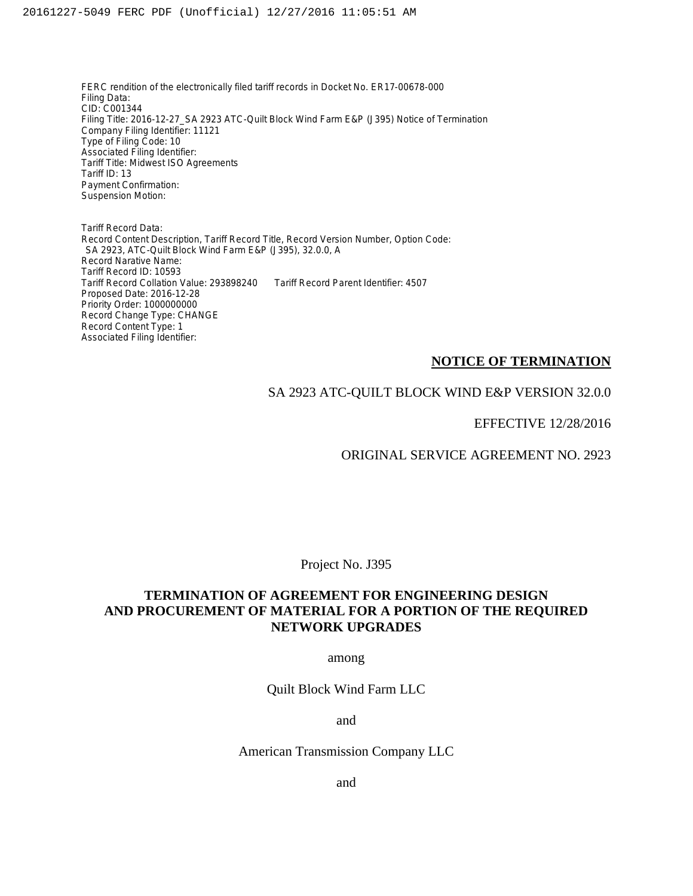FERC rendition of the electronically filed tariff records in Docket No. ER17-00678-000
Filing Data:
CID: C001344
Filing Title: 2016-12-27_SA 2923 ATC-Quilt Block Wind Farm E&P (J395) Notice of Termination
Company Filing Identifier: 11121
Type of Filing Code: 10
Associated Filing Identifier:
Tariff Title: Midwest ISO Agreements
Tariff ID: 13
Payment Confirmation:
Suspension Motion:

Tariff Record Data:
Record Content Description, Tariff Record Title, Record Version Number, Option Code:
SA 2923, ATC-Quilt Block Wind Farm E&P (J395), 32.0.0, A
Record Narative Name:
Tariff Record ID: 10593
Tariff Record Collation Value: 293898240 Tariff Record Parent Identifier: 4507
Proposed Date: 2016-12-28
Priority Order: 1000000000
Record Change Type: CHANGE
Record Content Type: 1
Associated Filing Identifier:

**NOTICE OF TERMINATION**

SA 2923 ATC-QUILT BLOCK WIND E&P VERSION 32.0.0

EFFECTIVE 12/28/2016

ORIGINAL SERVICE AGREEMENT NO. 2923

Project No. J395

**TERMINATION OF AGREEMENT FOR ENGINEERING DESIGN AND PROCUREMENT OF MATERIAL FOR A PORTION OF THE REQUIRED NETWORK UPGRADES**

among

Quilt Block Wind Farm LLC

and

American Transmission Company LLC

and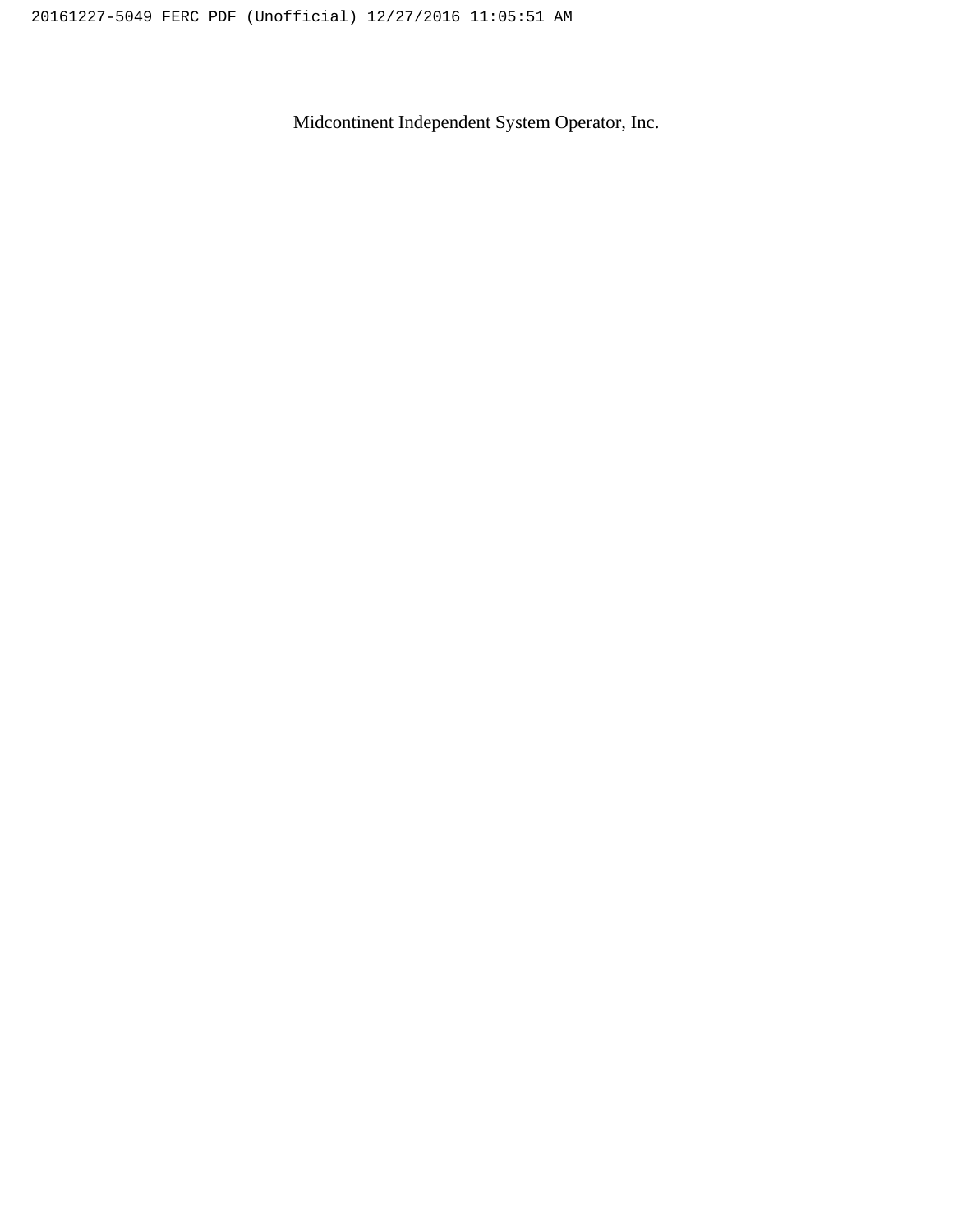Midcontinent Independent System Operator, Inc.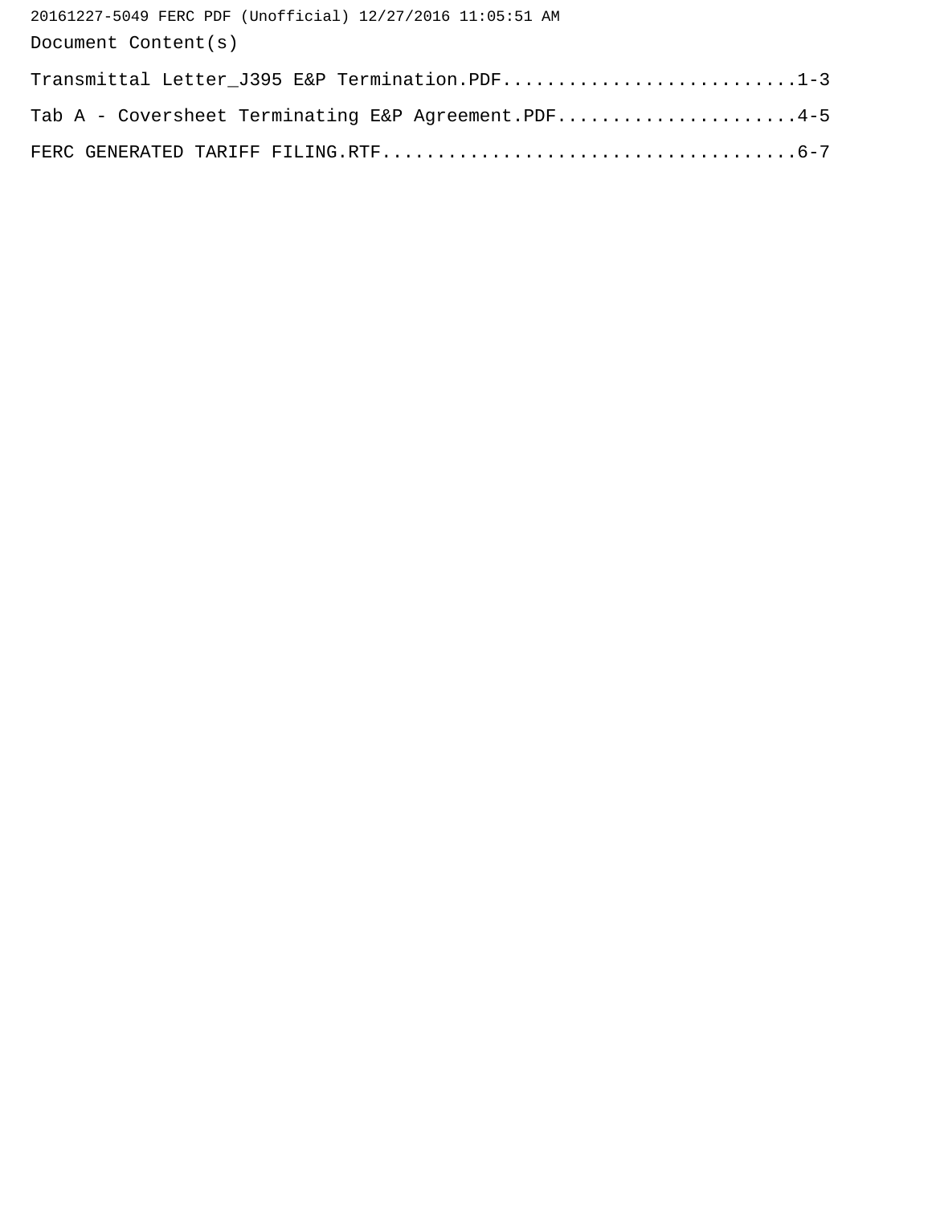Document Content(s)

Transmittal Letter_J395 E&P Termination.PDF...........................1-3

Tab A - Coversheet Terminating E&P Agreement.PDF......................4-5

FERC GENERATED TARIFF FILING.RTF......................................6-7